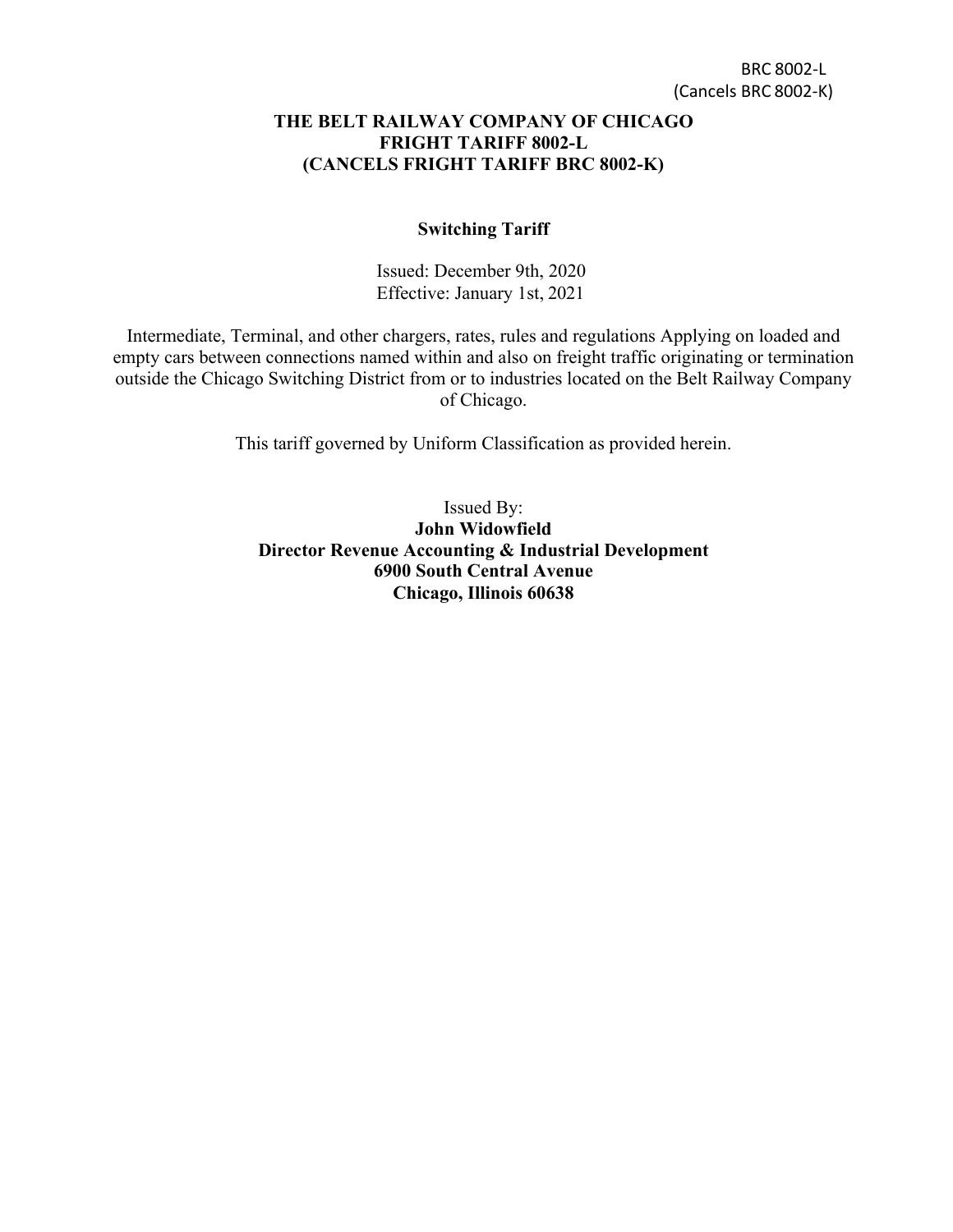BRC 8002-L
(Cancels BRC 8002-K)

# THE BELT RAILWAY COMPANY OF CHICAGO
# FRIGHT TARIFF 8002-L
# (CANCELS FRIGHT TARIFF BRC 8002-K)

## Switching Tariff

Issued: December 9th, 2020
Effective: January 1st, 2021

Intermediate, Terminal, and other chargers, rates, rules and regulations Applying on loaded and empty cars between connections named within and also on freight traffic originating or termination outside the Chicago Switching District from or to industries located on the Belt Railway Company of Chicago.

This tariff governed by Uniform Classification as provided herein.

Issued By:
**John Widowfield**
**Director Revenue Accounting & Industrial Development**
**6900 South Central Avenue**
**Chicago, Illinois 60638**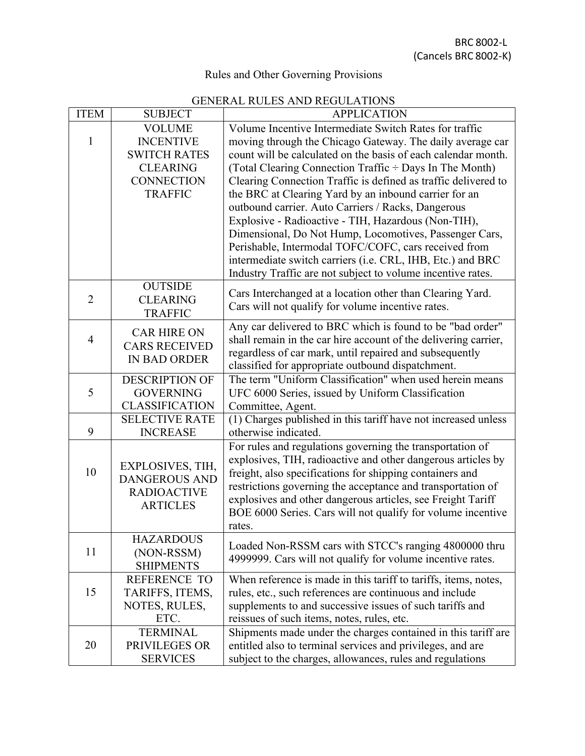BRC 8002-L
(Cancels BRC 8002-K)

Rules and Other Governing Provisions

GENERAL RULES AND REGULATIONS

| ITEM | SUBJECT | APPLICATION |
|---|---|---|
| 1 | VOLUME INCENTIVE SWITCH RATES CLEARING CONNECTION TRAFFIC | Volume Incentive Intermediate Switch Rates for traffic moving through the Chicago Gateway. The daily average car count will be calculated on the basis of each calendar month. (Total Clearing Connection Traffic ÷ Days In The Month) Clearing Connection Traffic is defined as traffic delivered to the BRC at Clearing Yard by an inbound carrier for an outbound carrier. Auto Carriers / Racks, Dangerous Explosive - Radioactive - TIH, Hazardous (Non-TIH), Dimensional, Do Not Hump, Locomotives, Passenger Cars, Perishable, Intermodal TOFC/COFC, cars received from intermediate switch carriers (i.e. CRL, IHB, Etc.) and BRC Industry Traffic are not subject to volume incentive rates. |
| 2 | OUTSIDE CLEARING TRAFFIC | Cars Interchanged at a location other than Clearing Yard. Cars will not qualify for volume incentive rates. |
| 4 | CAR HIRE ON CARS RECEIVED IN BAD ORDER | Any car delivered to BRC which is found to be "bad order" shall remain in the car hire account of the delivering carrier, regardless of car mark, until repaired and subsequently classified for appropriate outbound dispatchment. |
| 5 | DESCRIPTION OF GOVERNING CLASSIFICATION | The term "Uniform Classification" when used herein means UFC 6000 Series, issued by Uniform Classification Committee, Agent. |
| 9 | SELECTIVE RATE INCREASE | (1) Charges published in this tariff have not increased unless otherwise indicated. |
| 10 | EXPLOSIVES, TIH, DANGEROUS AND RADIOACTIVE ARTICLES | For rules and regulations governing the transportation of explosives, TIH, radioactive and other dangerous articles by freight, also specifications for shipping containers and restrictions governing the acceptance and transportation of explosives and other dangerous articles, see Freight Tariff BOE 6000 Series. Cars will not qualify for volume incentive rates. |
| 11 | HAZARDOUS (NON-RSSM) SHIPMENTS | Loaded Non-RSSM cars with STCC's ranging 4800000 thru 4999999. Cars will not qualify for volume incentive rates. |
| 15 | REFERENCE TO TARIFFS, ITEMS, NOTES, RULES, ETC. | When reference is made in this tariff to tariffs, items, notes, rules, etc., such references are continuous and include supplements to and successive issues of such tariffs and reissues of such items, notes, rules, etc. |
| 20 | TERMINAL PRIVILEGES OR SERVICES | Shipments made under the charges contained in this tariff are entitled also to terminal services and privileges, and are subject to the charges, allowances, rules and regulations |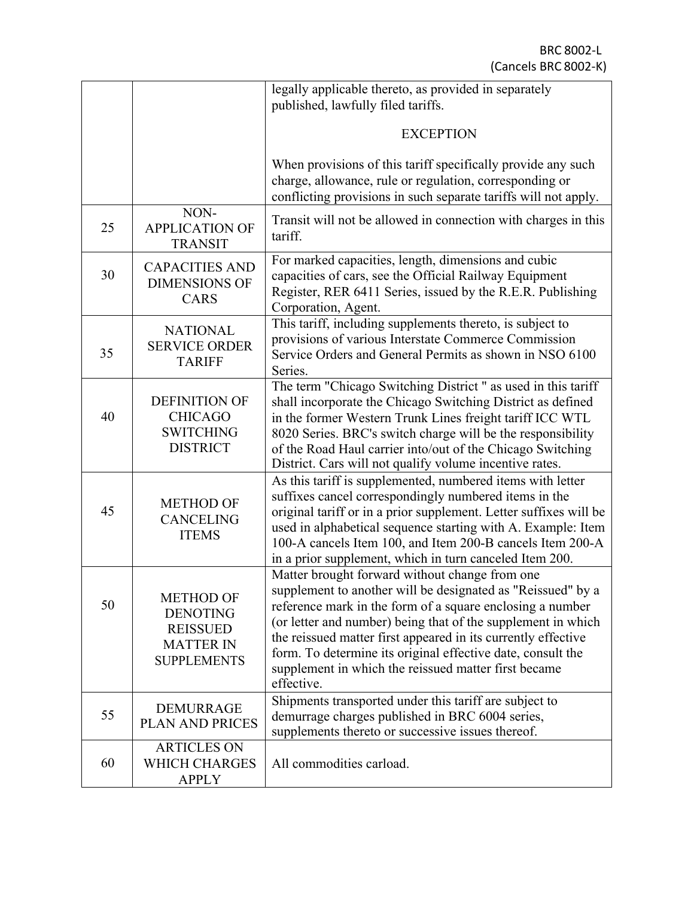| | | |
|---|---|---|
| | | legally applicable thereto, as provided in separately published, lawfully filed tariffs.<br><br>EXCEPTION<br><br>When provisions of this tariff specifically provide any such charge, allowance, rule or regulation, corresponding or conflicting provisions in such separate tariffs will not apply. |
| 25 | NON-APPLICATION OF TRANSIT | Transit will not be allowed in connection with charges in this tariff. |
| 30 | CAPACITIES AND DIMENSIONS OF CARS | For marked capacities, length, dimensions and cubic capacities of cars, see the Official Railway Equipment Register, RER 6411 Series, issued by the R.E.R. Publishing Corporation, Agent. |
| 35 | NATIONAL SERVICE ORDER TARIFF | This tariff, including supplements thereto, is subject to provisions of various Interstate Commerce Commission Service Orders and General Permits as shown in NSO 6100 Series. |
| 40 | DEFINITION OF CHICAGO SWITCHING DISTRICT | The term "Chicago Switching District " as used in this tariff shall incorporate the Chicago Switching District as defined in the former Western Trunk Lines freight tariff ICC WTL 8020 Series. BRC's switch charge will be the responsibility of the Road Haul carrier into/out of the Chicago Switching District. Cars will not qualify volume incentive rates. |
| 45 | METHOD OF CANCELING ITEMS | As this tariff is supplemented, numbered items with letter suffixes cancel correspondingly numbered items in the original tariff or in a prior supplement. Letter suffixes will be used in alphabetical sequence starting with A. Example: Item 100-A cancels Item 100, and Item 200-B cancels Item 200-A in a prior supplement, which in turn canceled Item 200. |
| 50 | METHOD OF DENOTING REISSUED MATTER IN SUPPLEMENTS | Matter brought forward without change from one supplement to another will be designated as "Reissued" by a reference mark in the form of a square enclosing a number (or letter and number) being that of the supplement in which the reissued matter first appeared in its currently effective form. To determine its original effective date, consult the supplement in which the reissued matter first became effective. |
| 55 | DEMURRAGE PLAN AND PRICES | Shipments transported under this tariff are subject to demurrage charges published in BRC 6004 series, supplements thereto or successive issues thereof. |
| 60 | ARTICLES ON WHICH CHARGES APPLY | All commodities carload. |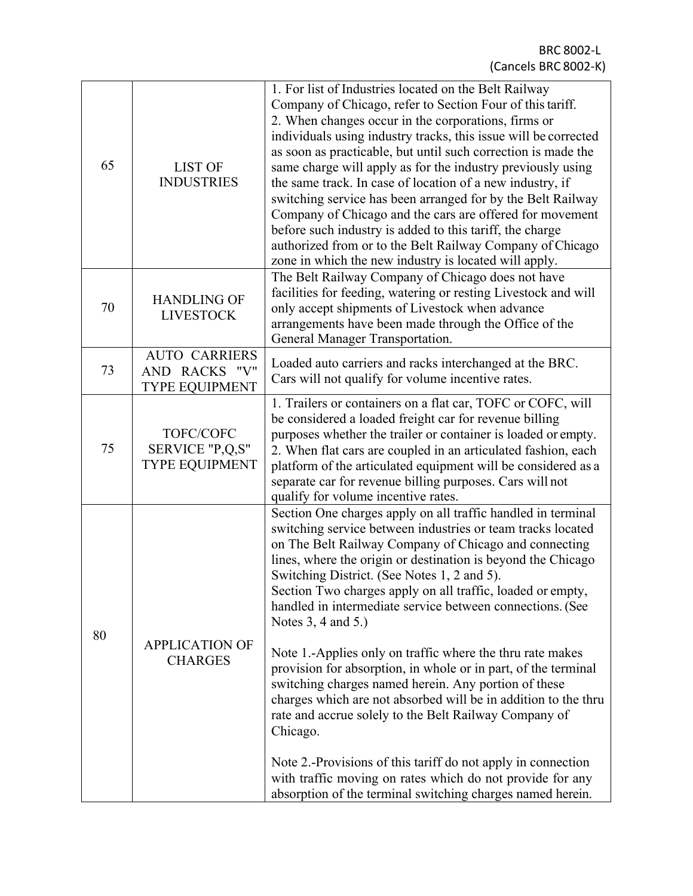| | | |
|---|---|---|
| 65 | LIST OF INDUSTRIES | 1. For list of Industries located on the Belt Railway Company of Chicago, refer to Section Four of this tariff.<br>2. When changes occur in the corporations, firms or individuals using industry tracks, this issue will be corrected as soon as practicable, but until such correction is made the same charge will apply as for the industry previously using the same track. In case of location of a new industry, if switching service has been arranged for by the Belt Railway Company of Chicago and the cars are offered for movement before such industry is added to this tariff, the charge authorized from or to the Belt Railway Company of Chicago zone in which the new industry is located will apply. |
| 70 | HANDLING OF LIVESTOCK | The Belt Railway Company of Chicago does not have facilities for feeding, watering or resting Livestock and will only accept shipments of Livestock when advance arrangements have been made through the Office of the General Manager Transportation. |
| 73 | AUTO CARRIERS AND RACKS "V" TYPE EQUIPMENT | Loaded auto carriers and racks interchanged at the BRC. Cars will not qualify for volume incentive rates. |
| 75 | TOFC/COFC SERVICE "P,Q,S" TYPE EQUIPMENT | 1. Trailers or containers on a flat car, TOFC or COFC, will be considered a loaded freight car for revenue billing purposes whether the trailer or container is loaded or empty.<br>2. When flat cars are coupled in an articulated fashion, each platform of the articulated equipment will be considered as a separate car for revenue billing purposes. Cars will not qualify for volume incentive rates. |
| 80 | APPLICATION OF CHARGES | Section One charges apply on all traffic handled in terminal switching service between industries or team tracks located on The Belt Railway Company of Chicago and connecting lines, where the origin or destination is beyond the Chicago Switching District. (See Notes 1, 2 and 5).<br>Section Two charges apply on all traffic, loaded or empty, handled in intermediate service between connections. (See Notes 3, 4 and 5.)<br><br>Note 1.-Applies only on traffic where the thru rate makes provision for absorption, in whole or in part, of the terminal switching charges named herein. Any portion of these charges which are not absorbed will be in addition to the thru rate and accrue solely to the Belt Railway Company of Chicago.<br><br>Note 2.-Provisions of this tariff do not apply in connection with traffic moving on rates which do not provide for any absorption of the terminal switching charges named herein. |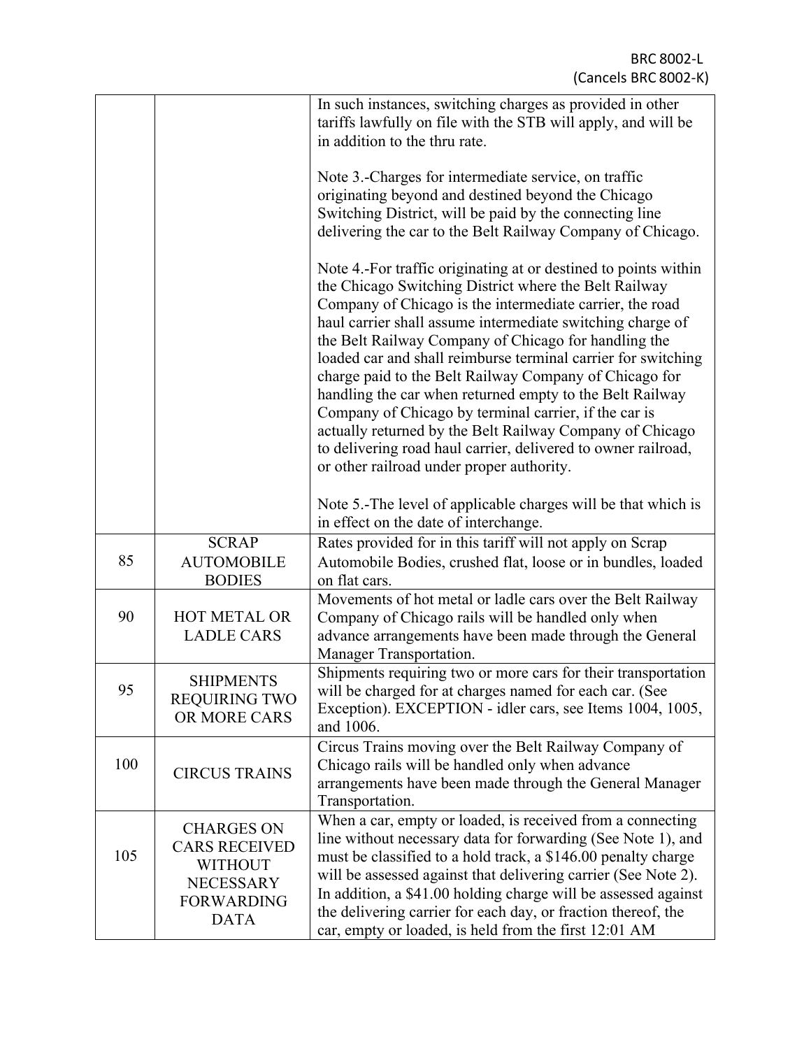| | | |
|---|---|---|
| | | In such instances, switching charges as provided in other tariffs lawfully on file with the STB will apply, and will be in addition to the thru rate.<br><br>Note 3.-Charges for intermediate service, on traffic originating beyond and destined beyond the Chicago Switching District, will be paid by the connecting line delivering the car to the Belt Railway Company of Chicago.<br><br>Note 4.-For traffic originating at or destined to points within the Chicago Switching District where the Belt Railway Company of Chicago is the intermediate carrier, the road haul carrier shall assume intermediate switching charge of the Belt Railway Company of Chicago for handling the loaded car and shall reimburse terminal carrier for switching charge paid to the Belt Railway Company of Chicago for handling the car when returned empty to the Belt Railway Company of Chicago by terminal carrier, if the car is actually returned by the Belt Railway Company of Chicago to delivering road haul carrier, delivered to owner railroad, or other railroad under proper authority.<br><br>Note 5.-The level of applicable charges will be that which is in effect on the date of interchange. |
| 85 | SCRAP AUTOMOBILE BODIES | Rates provided for in this tariff will not apply on Scrap Automobile Bodies, crushed flat, loose or in bundles, loaded on flat cars. |
| 90 | HOT METAL OR LADLE CARS | Movements of hot metal or ladle cars over the Belt Railway Company of Chicago rails will be handled only when advance arrangements have been made through the General Manager Transportation. |
| 95 | SHIPMENTS REQUIRING TWO OR MORE CARS | Shipments requiring two or more cars for their transportation will be charged for at charges named for each car. (See Exception). EXCEPTION - idler cars, see Items 1004, 1005, and 1006. |
| 100 | CIRCUS TRAINS | Circus Trains moving over the Belt Railway Company of Chicago rails will be handled only when advance arrangements have been made through the General Manager Transportation. |
| 105 | CHARGES ON CARS RECEIVED WITHOUT NECESSARY FORWARDING DATA | When a car, empty or loaded, is received from a connecting line without necessary data for forwarding (See Note 1), and must be classified to a hold track, a $146.00 penalty charge will be assessed against that delivering carrier (See Note 2). In addition, a $41.00 holding charge will be assessed against the delivering carrier for each day, or fraction thereof, the car, empty or loaded, is held from the first 12:01 AM |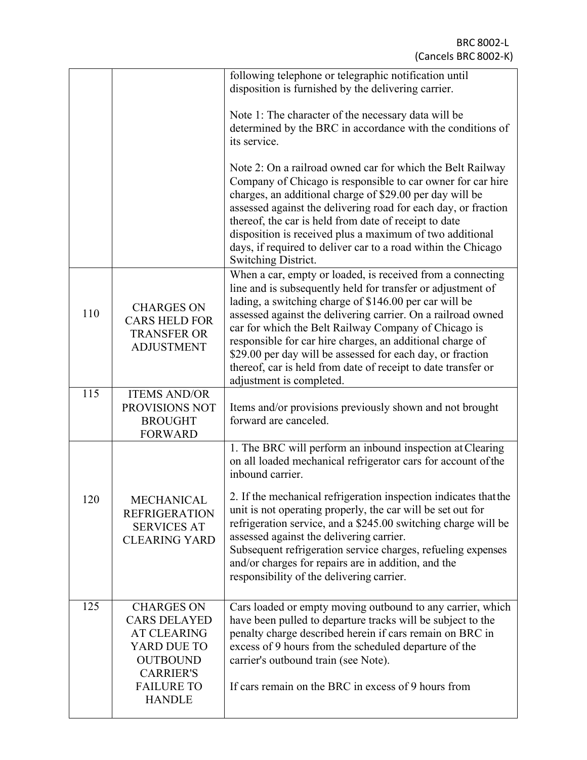| | | |
|---|---|---|
| | | following telephone or telegraphic notification until disposition is furnished by the delivering carrier.<br><br>Note 1: The character of the necessary data will be determined by the BRC in accordance with the conditions of its service.<br><br>Note 2: On a railroad owned car for which the Belt Railway Company of Chicago is responsible to car owner for car hire charges, an additional charge of $29.00 per day will be assessed against the delivering road for each day, or fraction thereof, the car is held from date of receipt to date disposition is received plus a maximum of two additional days, if required to deliver car to a road within the Chicago Switching District. |
| 110 | CHARGES ON CARS HELD FOR TRANSFER OR ADJUSTMENT | When a car, empty or loaded, is received from a connecting line and is subsequently held for transfer or adjustment of lading, a switching charge of $146.00 per car will be assessed against the delivering carrier. On a railroad owned car for which the Belt Railway Company of Chicago is responsible for car hire charges, an additional charge of $29.00 per day will be assessed for each day, or fraction thereof, car is held from date of receipt to date transfer or adjustment is completed. |
| 115 | ITEMS AND/OR PROVISIONS NOT BROUGHT FORWARD | Items and/or provisions previously shown and not brought forward are canceled. |
| 120 | MECHANICAL REFRIGERATION SERVICES AT CLEARING YARD | 1. The BRC will perform an inbound inspection at Clearing on all loaded mechanical refrigerator cars for account of the inbound carrier.<br><br>2. If the mechanical refrigeration inspection indicates that the unit is not operating properly, the car will be set out for refrigeration service, and a $245.00 switching charge will be assessed against the delivering carrier.<br>Subsequent refrigeration service charges, refueling expenses and/or charges for repairs are in addition, and the responsibility of the delivering carrier. |
| 125 | CHARGES ON CARS DELAYED AT CLEARING YARD DUE TO OUTBOUND CARRIER'S FAILURE TO HANDLE | Cars loaded or empty moving outbound to any carrier, which have been pulled to departure tracks will be subject to the penalty charge described herein if cars remain on BRC in excess of 9 hours from the scheduled departure of the carrier's outbound train (see Note).<br><br>If cars remain on the BRC in excess of 9 hours from |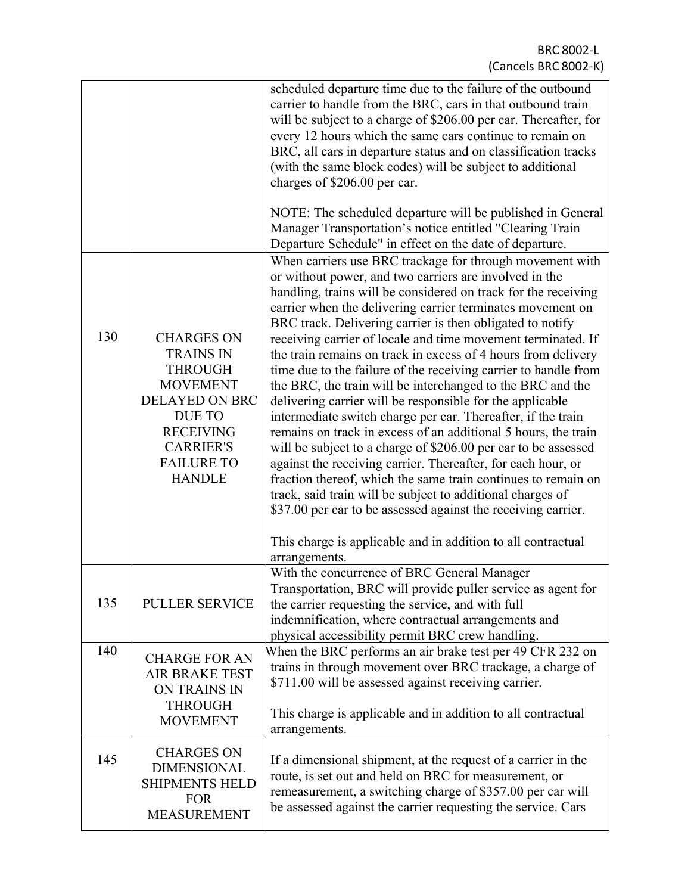| | | |
|---|---|---|
| | | scheduled departure time due to the failure of the outbound carrier to handle from the BRC, cars in that outbound train will be subject to a charge of $206.00 per car. Thereafter, for every 12 hours which the same cars continue to remain on BRC, all cars in departure status and on classification tracks (with the same block codes) will be subject to additional charges of $206.00 per car.<br><br>NOTE: The scheduled departure will be published in General Manager Transportation's notice entitled "Clearing Train Departure Schedule" in effect on the date of departure. |
| 130 | CHARGES ON TRAINS IN THROUGH MOVEMENT DELAYED ON BRC DUE TO RECEIVING CARRIER'S FAILURE TO HANDLE | When carriers use BRC trackage for through movement with or without power, and two carriers are involved in the handling, trains will be considered on track for the receiving carrier when the delivering carrier terminates movement on BRC track. Delivering carrier is then obligated to notify receiving carrier of locale and time movement terminated. If the train remains on track in excess of 4 hours from delivery time due to the failure of the receiving carrier to handle from the BRC, the train will be interchanged to the BRC and the delivering carrier will be responsible for the applicable intermediate switch charge per car. Thereafter, if the train remains on track in excess of an additional 5 hours, the train will be subject to a charge of $206.00 per car to be assessed against the receiving carrier. Thereafter, for each hour, or fraction thereof, which the same train continues to remain on track, said train will be subject to additional charges of $37.00 per car to be assessed against the receiving carrier.<br><br>This charge is applicable and in addition to all contractual arrangements. |
| 135 | PULLER SERVICE | With the concurrence of BRC General Manager Transportation, BRC will provide puller service as agent for the carrier requesting the service, and with full indemnification, where contractual arrangements and physical accessibility permit BRC crew handling. |
| 140 | CHARGE FOR AN AIR BRAKE TEST ON TRAINS IN THROUGH MOVEMENT | When the BRC performs an air brake test per 49 CFR 232 on trains in through movement over BRC trackage, a charge of $711.00 will be assessed against receiving carrier.<br><br>This charge is applicable and in addition to all contractual arrangements. |
| 145 | CHARGES ON DIMENSIONAL SHIPMENTS HELD FOR MEASUREMENT | If a dimensional shipment, at the request of a carrier in the route, is set out and held on BRC for measurement, or remeasurement, a switching charge of $357.00 per car will be assessed against the carrier requesting the service. Cars |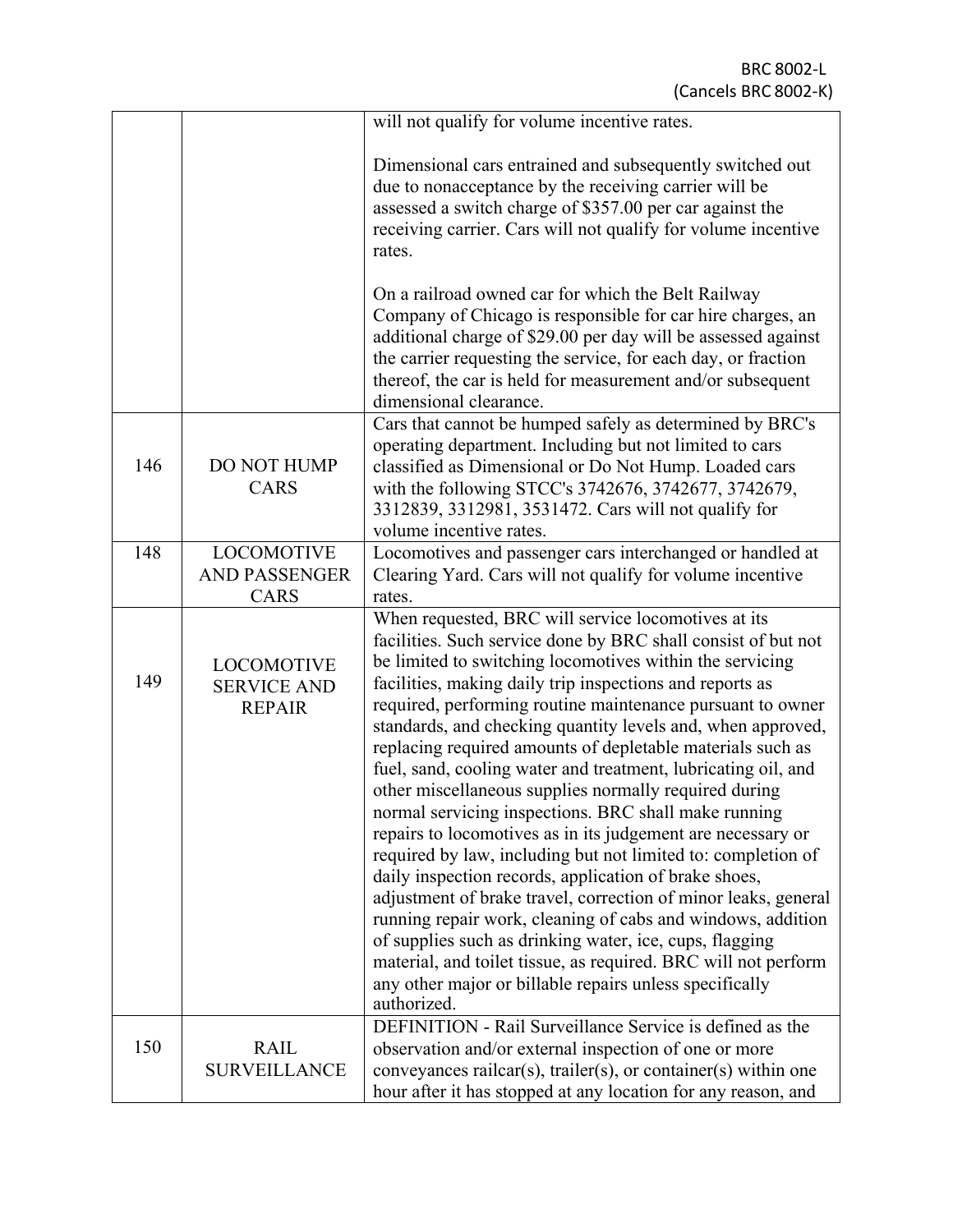| | | |
|---|---|---|
| | | will not qualify for volume incentive rates.<br><br>Dimensional cars entrained and subsequently switched out due to nonacceptance by the receiving carrier will be assessed a switch charge of $357.00 per car against the receiving carrier. Cars will not qualify for volume incentive rates.<br><br>On a railroad owned car for which the Belt Railway Company of Chicago is responsible for car hire charges, an additional charge of $29.00 per day will be assessed against the carrier requesting the service, for each day, or fraction thereof, the car is held for measurement and/or subsequent dimensional clearance. |
| 146 | DO NOT HUMP CARS | Cars that cannot be humped safely as determined by BRC's operating department. Including but not limited to cars classified as Dimensional or Do Not Hump. Loaded cars with the following STCC's 3742676, 3742677, 3742679, 3312839, 3312981, 3531472. Cars will not qualify for volume incentive rates. |
| 148 | LOCOMOTIVE AND PASSENGER CARS | Locomotives and passenger cars interchanged or handled at Clearing Yard. Cars will not qualify for volume incentive rates. |
| 149 | LOCOMOTIVE SERVICE AND REPAIR | When requested, BRC will service locomotives at its facilities. Such service done by BRC shall consist of but not be limited to switching locomotives within the servicing facilities, making daily trip inspections and reports as required, performing routine maintenance pursuant to owner standards, and checking quantity levels and, when approved, replacing required amounts of depletable materials such as fuel, sand, cooling water and treatment, lubricating oil, and other miscellaneous supplies normally required during normal servicing inspections. BRC shall make running repairs to locomotives as in its judgement are necessary or required by law, including but not limited to: completion of daily inspection records, application of brake shoes, adjustment of brake travel, correction of minor leaks, general running repair work, cleaning of cabs and windows, addition of supplies such as drinking water, ice, cups, flagging material, and toilet tissue, as required. BRC will not perform any other major or billable repairs unless specifically authorized. |
| 150 | RAIL SURVEILLANCE | DEFINITION - Rail Surveillance Service is defined as the observation and/or external inspection of one or more conveyances railcar(s), trailer(s), or container(s) within one hour after it has stopped at any location for any reason, and |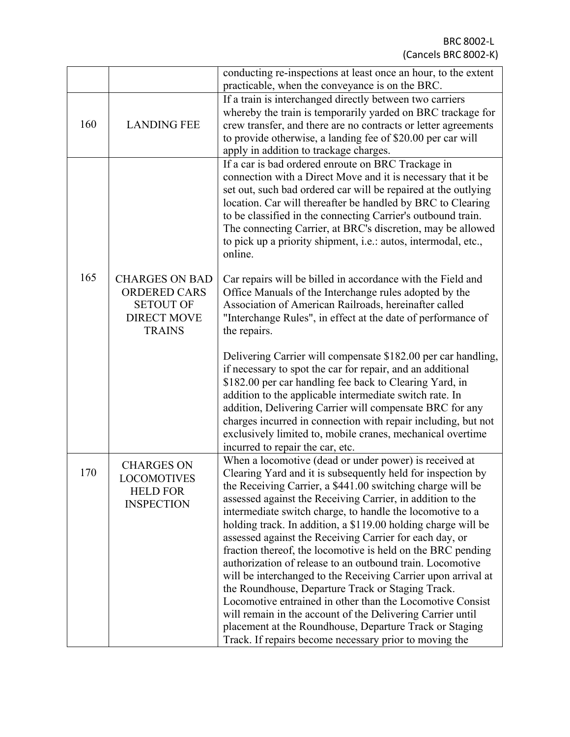| | | |
|---|---|---|
| | | conducting re-inspections at least once an hour, to the extent practicable, when the conveyance is on the BRC. |
| 160 | LANDING FEE | If a train is interchanged directly between two carriers whereby the train is temporarily yarded on BRC trackage for crew transfer, and there are no contracts or letter agreements to provide otherwise, a landing fee of $20.00 per car will apply in addition to trackage charges. |
| 165 | CHARGES ON BAD ORDERED CARS SETOUT OF DIRECT MOVE TRAINS | If a car is bad ordered enroute on BRC Trackage in connection with a Direct Move and it is necessary that it be set out, such bad ordered car will be repaired at the outlying location. Car will thereafter be handled by BRC to Clearing to be classified in the connecting Carrier's outbound train. The connecting Carrier, at BRC's discretion, may be allowed to pick up a priority shipment, i.e.: autos, intermodal, etc., online.<br><br>Car repairs will be billed in accordance with the Field and Office Manuals of the Interchange rules adopted by the Association of American Railroads, hereinafter called "Interchange Rules", in effect at the date of performance of the repairs.<br><br>Delivering Carrier will compensate $182.00 per car handling, if necessary to spot the car for repair, and an additional $182.00 per car handling fee back to Clearing Yard, in addition to the applicable intermediate switch rate. In addition, Delivering Carrier will compensate BRC for any charges incurred in connection with repair including, but not exclusively limited to, mobile cranes, mechanical overtime incurred to repair the car, etc. |
| 170 | CHARGES ON LOCOMOTIVES HELD FOR INSPECTION | When a locomotive (dead or under power) is received at Clearing Yard and it is subsequently held for inspection by the Receiving Carrier, a $441.00 switching charge will be assessed against the Receiving Carrier, in addition to the intermediate switch charge, to handle the locomotive to a holding track. In addition, a $119.00 holding charge will be assessed against the Receiving Carrier for each day, or fraction thereof, the locomotive is held on the BRC pending authorization of release to an outbound train. Locomotive will be interchanged to the Receiving Carrier upon arrival at the Roundhouse, Departure Track or Staging Track. Locomotive entrained in other than the Locomotive Consist will remain in the account of the Delivering Carrier until placement at the Roundhouse, Departure Track or Staging Track. If repairs become necessary prior to moving the |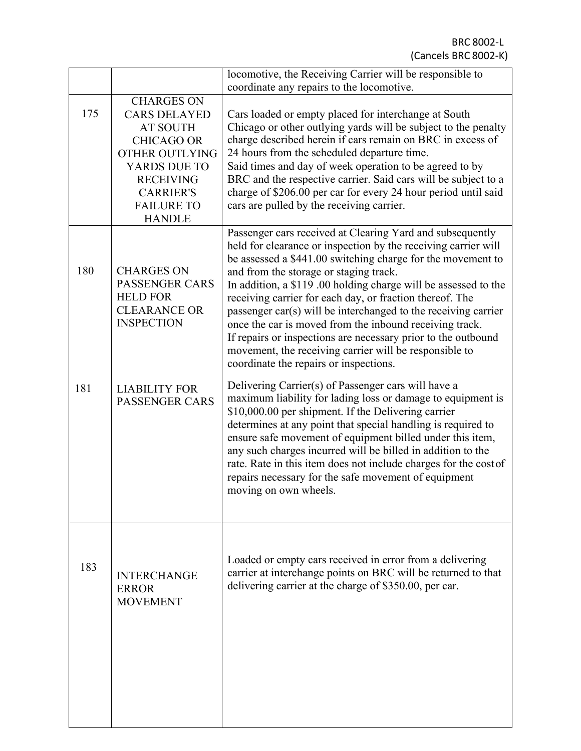| | | |
|---|---|---|
| | | locomotive, the Receiving Carrier will be responsible to coordinate any repairs to the locomotive. |
| 175 | CHARGES ON CARS DELAYED AT SOUTH CHICAGO OR OTHER OUTLYING YARDS DUE TO RECEIVING CARRIER'S FAILURE TO HANDLE | Cars loaded or empty placed for interchange at South Chicago or other outlying yards will be subject to the penalty charge described herein if cars remain on BRC in excess of 24 hours from the scheduled departure time.<br>Said times and day of week operation to be agreed to by BRC and the respective carrier. Said cars will be subject to a charge of $206.00 per car for every 24 hour period until said cars are pulled by the receiving carrier. |
| 180 | CHARGES ON PASSENGER CARS HELD FOR CLEARANCE OR INSPECTION | Passenger cars received at Clearing Yard and subsequently held for clearance or inspection by the receiving carrier will be assessed a $441.00 switching charge for the movement to and from the storage or staging track.<br>In addition, a $119 .00 holding charge will be assessed to the receiving carrier for each day, or fraction thereof. The passenger car(s) will be interchanged to the receiving carrier once the car is moved from the inbound receiving track.<br>If repairs or inspections are necessary prior to the outbound movement, the receiving carrier will be responsible to coordinate the repairs or inspections. |
| 181 | LIABILITY FOR PASSENGER CARS | Delivering Carrier(s) of Passenger cars will have a maximum liability for lading loss or damage to equipment is $10,000.00 per shipment. If the Delivering carrier determines at any point that special handling is required to ensure safe movement of equipment billed under this item, any such charges incurred will be billed in addition to the rate. Rate in this item does not include charges for the cost of repairs necessary for the safe movement of equipment moving on own wheels. |
| 183 | INTERCHANGE ERROR MOVEMENT | Loaded or empty cars received in error from a delivering carrier at interchange points on BRC will be returned to that delivering carrier at the charge of $350.00, per car. |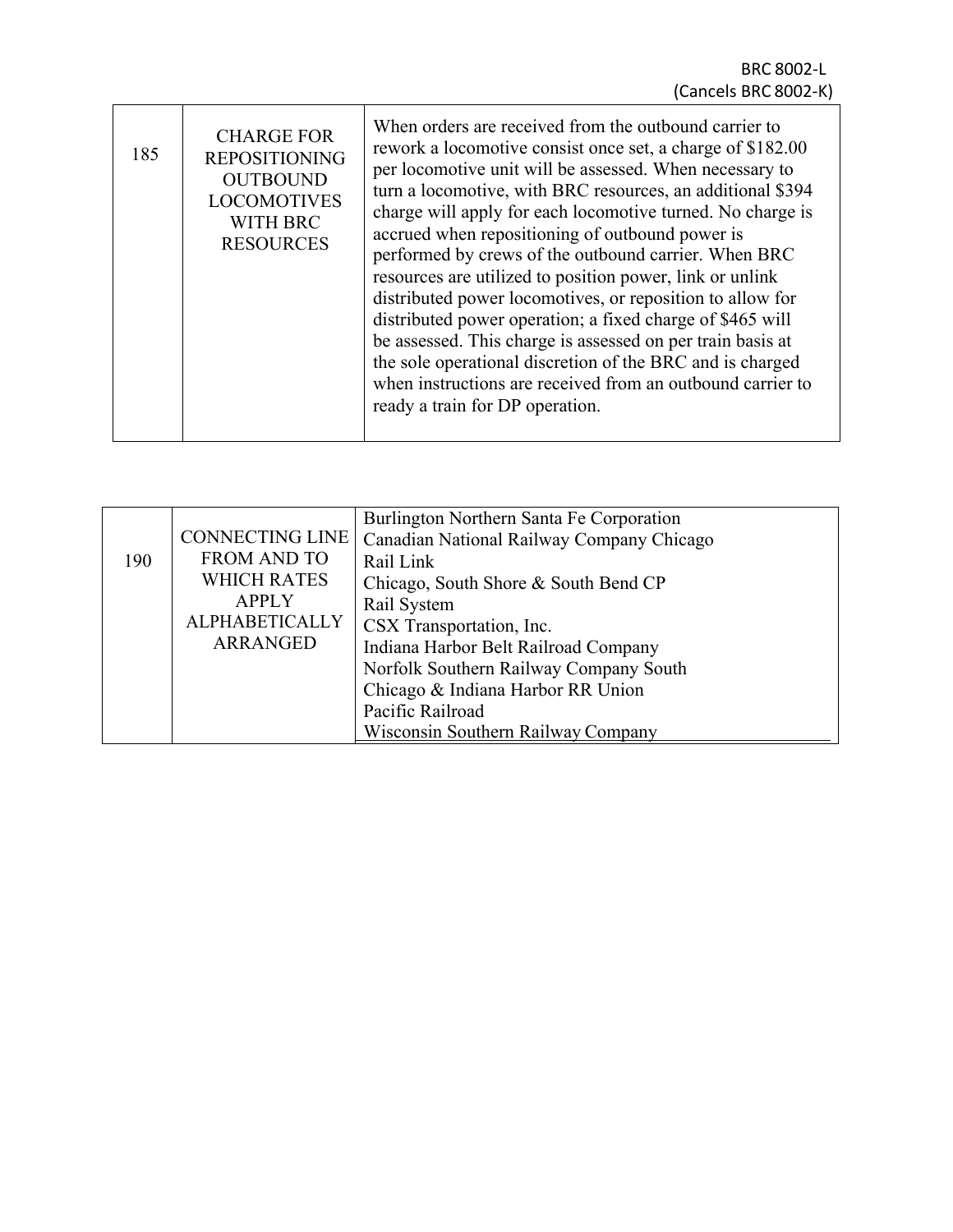| 185 | CHARGE FOR REPOSITIONING OUTBOUND LOCOMOTIVES WITH BRC RESOURCES | When orders are received from the outbound carrier to rework a locomotive consist once set, a charge of $182.00 per locomotive unit will be assessed. When necessary to turn a locomotive, with BRC resources, an additional $394 charge will apply for each locomotive turned. No charge is accrued when repositioning of outbound power is performed by crews of the outbound carrier. When BRC resources are utilized to position power, link or unlink distributed power locomotives, or reposition to allow for distributed power operation; a fixed charge of $465 will be assessed. This charge is assessed on per train basis at the sole operational discretion of the BRC and is charged when instructions are received from an outbound carrier to ready a train for DP operation. |
|---|---|---|

| 190 | CONNECTING LINE FROM AND TO WHICH RATES APPLY ALPHABETICALLY ARRANGED | Burlington Northern Santa Fe Corporation<br>Canadian National Railway Company Chicago Rail Link<br>Chicago, South Shore & South Bend CP Rail System<br>CSX Transportation, Inc.<br>Indiana Harbor Belt Railroad Company<br>Norfolk Southern Railway Company South Chicago & Indiana Harbor RR Union Pacific Railroad<br>Wisconsin Southern Railway Company |
|---|---|---|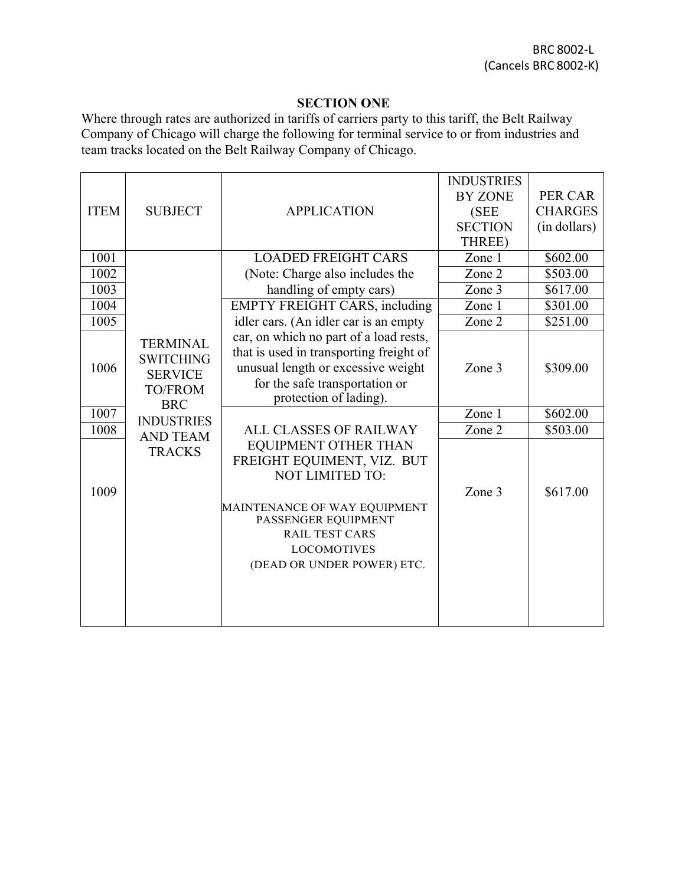BRC 8002-L
(Cancels BRC 8002-K)

## SECTION ONE

Where through rates are authorized in tariffs of carriers party to this tariff, the Belt Railway Company of Chicago will charge the following for terminal service to or from industries and team tracks located on the Belt Railway Company of Chicago.

| ITEM | SUBJECT | APPLICATION | INDUSTRIES BY ZONE (SEE SECTION THREE) | PER CAR CHARGES (in dollars) |
|---|---|---|---|---|
| 1001 | TERMINAL SWITCHING SERVICE TO/FROM BRC INDUSTRIES AND TEAM TRACKS | LOADED FREIGHT CARS (Note: Charge also includes the handling of empty cars) | Zone 1 | $602.00 |
| 1002 | | | Zone 2 | $503.00 |
| 1003 | | | Zone 3 | $617.00 |
| 1004 | | EMPTY FREIGHT CARS, including idler cars. (An idler car is an empty car, on which no part of a load rests, that is used in transporting freight of unusual length or excessive weight for the safe transportation or protection of lading). | Zone 1 | $301.00 |
| 1005 | | | Zone 2 | $251.00 |
| 1006 | | | Zone 3 | $309.00 |
| 1007 | | ALL CLASSES OF RAILWAY EQUIPMENT OTHER THAN FREIGHT EQUIMENT, VIZ. BUT NOT LIMITED TO: MAINTENANCE OF WAY EQUIPMENT, PASSENGER EQUIPMENT, RAIL TEST CARS, LOCOMOTIVES (DEAD OR UNDER POWER) ETC. | Zone 1 | $602.00 |
| 1008 | | | Zone 2 | $503.00 |
| 1009 | | | Zone 3 | $617.00 |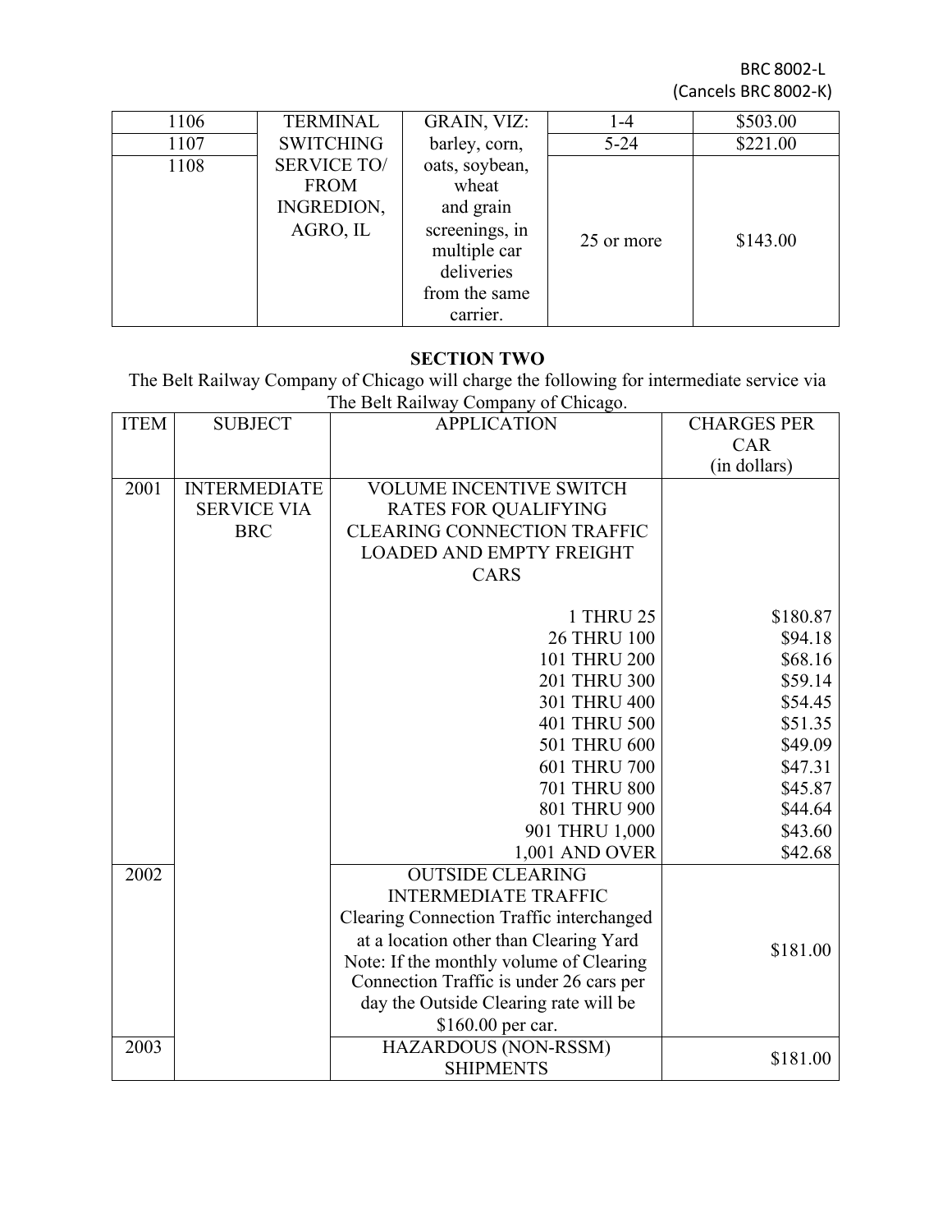BRC 8002-L
(Cancels BRC 8002-K)

| | | | | |
|---|---|---|---|---|
| 1106 | TERMINAL SWITCHING SERVICE TO/ FROM INGREDION, AGRO, IL | GRAIN, VIZ: barley, corn, oats, soybean, wheat and grain screenings, in multiple car deliveries from the same carrier. | 1-4 | $503.00 |
| 1107 | | | 5-24 | $221.00 |
| 1108 | | | 25 or more | $143.00 |

## SECTION TWO

The Belt Railway Company of Chicago will charge the following for intermediate service via The Belt Railway Company of Chicago.

| ITEM | SUBJECT | APPLICATION | CHARGES PER CAR (in dollars) |
|---|---|---|---|
| 2001 | INTERMEDIATE SERVICE VIA BRC | VOLUME INCENTIVE SWITCH RATES FOR QUALIFYING CLEARING CONNECTION TRAFFIC LOADED AND EMPTY FREIGHT CARS | |
| | | 1 THRU 25 | $180.87 |
| | | 26 THRU 100 | $94.18 |
| | | 101 THRU 200 | $68.16 |
| | | 201 THRU 300 | $59.14 |
| | | 301 THRU 400 | $54.45 |
| | | 401 THRU 500 | $51.35 |
| | | 501 THRU 600 | $49.09 |
| | | 601 THRU 700 | $47.31 |
| | | 701 THRU 800 | $45.87 |
| | | 801 THRU 900 | $44.64 |
| | | 901 THRU 1,000 | $43.60 |
| | | 1,001 AND OVER | $42.68 |
| 2002 | | OUTSIDE CLEARING INTERMEDIATE TRAFFIC Clearing Connection Traffic interchanged at a location other than Clearing Yard Note: If the monthly volume of Clearing Connection Traffic is under 26 cars per day the Outside Clearing rate will be $160.00 per car. | $181.00 |
| 2003 | | HAZARDOUS (NON-RSSM) SHIPMENTS | $181.00 |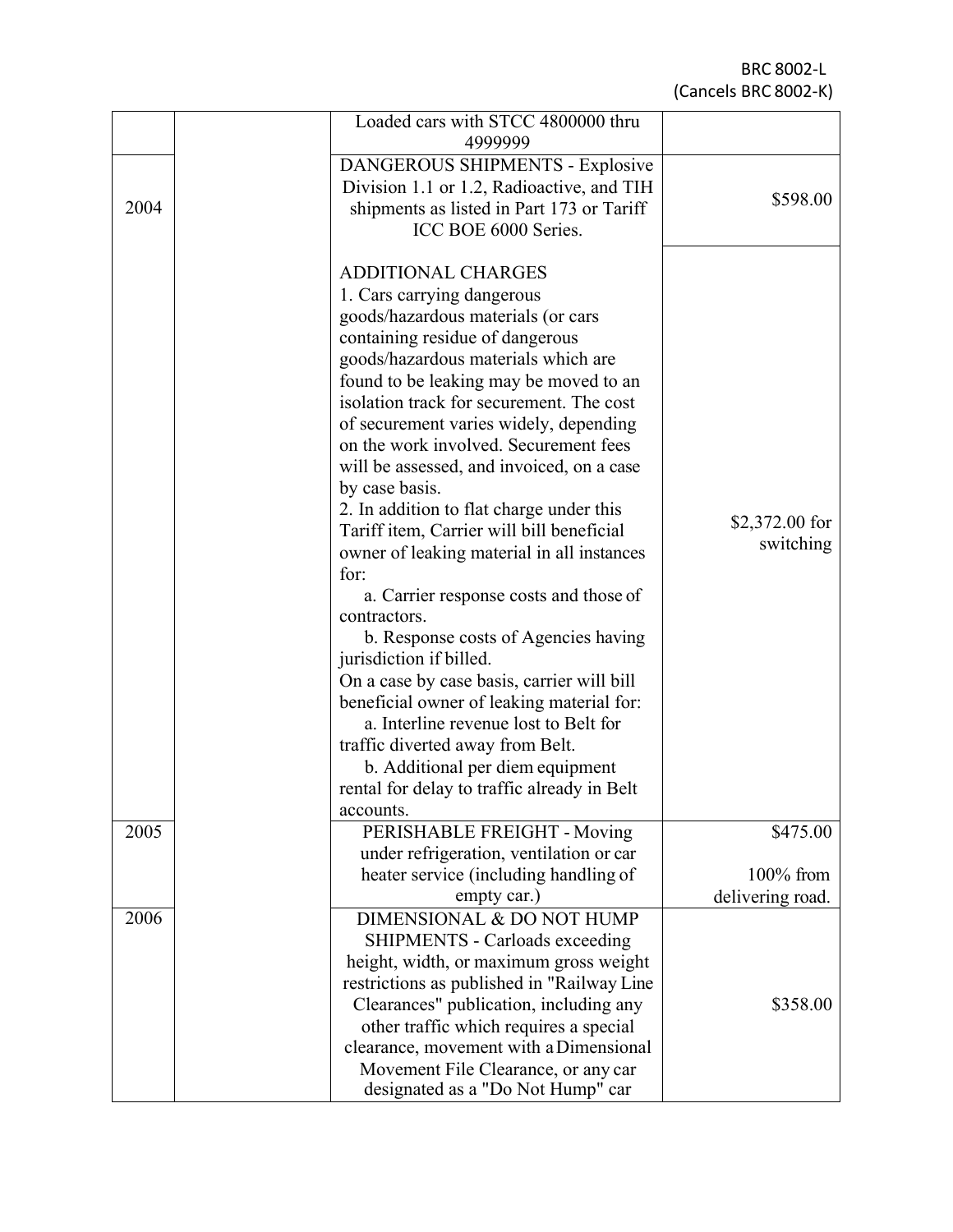BRC 8002-L
(Cancels BRC 8002-K)

| | | | |
|---|---|---|---|
| | | Loaded cars with STCC 4800000 thru 4999999 | |
| 2004 | | DANGEROUS SHIPMENTS - Explosive Division 1.1 or 1.2, Radioactive, and TIH shipments as listed in Part 173 or Tariff ICC BOE 6000 Series. | $598.00 |
| | | ADDITIONAL CHARGES<br>1. Cars carrying dangerous goods/hazardous materials (or cars containing residue of dangerous goods/hazardous materials which are found to be leaking may be moved to an isolation track for securement. The cost of securement varies widely, depending on the work involved. Securement fees will be assessed, and invoiced, on a case by case basis.<br>2. In addition to flat charge under this Tariff item, Carrier will bill beneficial owner of leaking material in all instances for:<br>a. Carrier response costs and those of contractors.<br>b. Response costs of Agencies having jurisdiction if billed.<br>On a case by case basis, carrier will bill beneficial owner of leaking material for:<br>a. Interline revenue lost to Belt for traffic diverted away from Belt.<br>b. Additional per diem equipment rental for delay to traffic already in Belt accounts. | $2,372.00 for switching |
| 2005 | | PERISHABLE FREIGHT - Moving under refrigeration, ventilation or car heater service (including handling of empty car.) | $475.00<br><br>100% from delivering road. |
| 2006 | | DIMENSIONAL & DO NOT HUMP SHIPMENTS - Carloads exceeding height, width, or maximum gross weight restrictions as published in "Railway Line Clearances" publication, including any other traffic which requires a special clearance, movement with a Dimensional Movement File Clearance, or any car designated as a "Do Not Hump" car | $358.00 |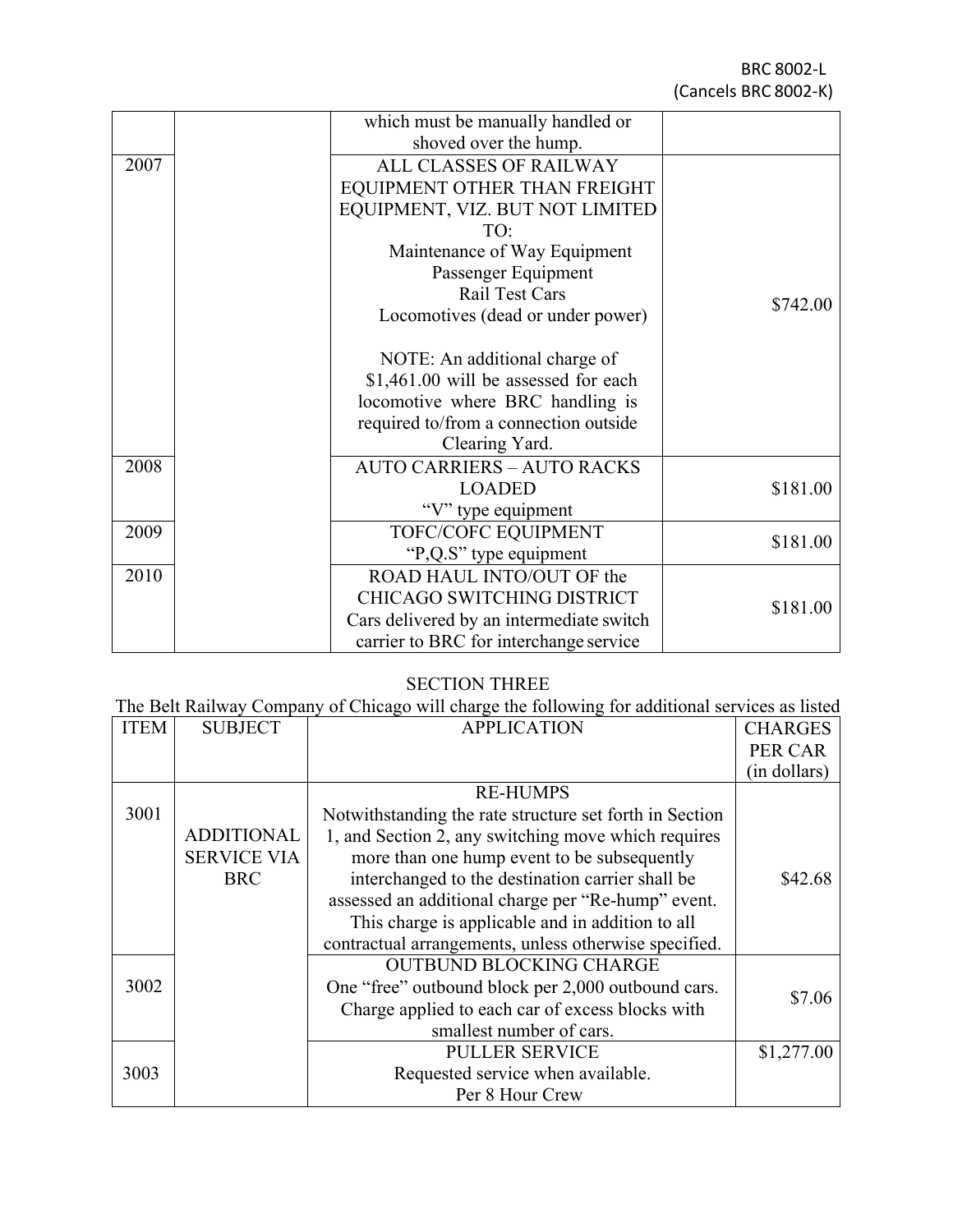| | | | |
|---|---|---|---|
| | | which must be manually handled or shoved over the hump. | |
| 2007 | | ALL CLASSES OF RAILWAY EQUIPMENT OTHER THAN FREIGHT EQUIPMENT, VIZ. BUT NOT LIMITED TO:<br>Maintenance of Way Equipment<br>Passenger Equipment<br>Rail Test Cars<br>Locomotives (dead or under power)<br><br>NOTE: An additional charge of $1,461.00 will be assessed for each locomotive where BRC handling is required to/from a connection outside Clearing Yard. | $742.00 |
| 2008 | | AUTO CARRIERS – AUTO RACKS LOADED<br>"V" type equipment | $181.00 |
| 2009 | | TOFC/COFC EQUIPMENT<br>"P,Q.S" type equipment | $181.00 |
| 2010 | | ROAD HAUL INTO/OUT OF the CHICAGO SWITCHING DISTRICT<br>Cars delivered by an intermediate switch carrier to BRC for interchange service | $181.00 |

SECTION THREE

The Belt Railway Company of Chicago will charge the following for additional services as listed

| ITEM | SUBJECT | APPLICATION | CHARGES PER CAR (in dollars) |
|---|---|---|---|
| 3001 | ADDITIONAL SERVICE VIA BRC | RE-HUMPS<br>Notwithstanding the rate structure set forth in Section 1, and Section 2, any switching move which requires more than one hump event to be subsequently interchanged to the destination carrier shall be assessed an additional charge per "Re-hump" event. This charge is applicable and in addition to all contractual arrangements, unless otherwise specified. | $42.68 |
| 3002 | | OUTBUND BLOCKING CHARGE<br>One "free" outbound block per 2,000 outbound cars. Charge applied to each car of excess blocks with smallest number of cars. | $7.06 |
| 3003 | | PULLER SERVICE<br>Requested service when available.<br>Per 8 Hour Crew | $1,277.00 |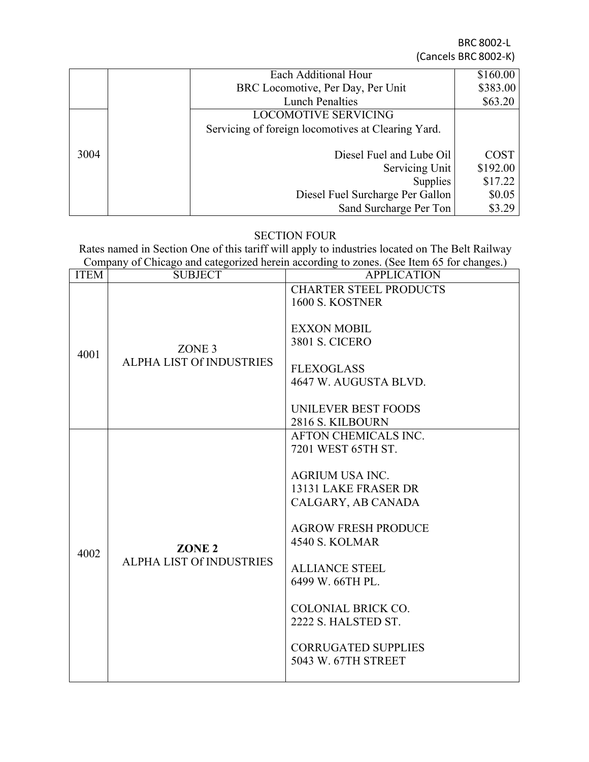BRC 8002-L
(Cancels BRC 8002-K)

| | | | |
|---|---|---|---|
| | | Each Additional Hour | $160.00 |
| | | BRC Locomotive, Per Day, Per Unit | $383.00 |
| | | Lunch Penalties | $63.20 |
| 3004 | | LOCOMOTIVE SERVICING<br>Servicing of foreign locomotives at Clearing Yard.<br><br>Diesel Fuel and Lube Oil<br>Servicing Unit<br>Supplies<br>Diesel Fuel Surcharge Per Gallon<br>Sand Surcharge Per Ton | <br><br><br>COST<br>$192.00<br>$17.22<br>$0.05<br>$3.29 |

## SECTION FOUR

Rates named in Section One of this tariff will apply to industries located on The Belt Railway Company of Chicago and categorized herein according to zones. (See Item 65 for changes.)

| ITEM | SUBJECT | APPLICATION |
|---|---|---|
| 4001 | ZONE 3<br>ALPHA LIST Of INDUSTRIES | CHARTER STEEL PRODUCTS<br>1600 S. KOSTNER<br><br>EXXON MOBIL<br>3801 S. CICERO<br><br>FLEXOGLASS<br>4647 W. AUGUSTA BLVD.<br><br>UNILEVER BEST FOODS<br>2816 S. KILBOURN |
| 4002 | **ZONE 2**<br>ALPHA LIST Of INDUSTRIES | AFTON CHEMICALS INC.<br>7201 WEST 65TH ST.<br><br>AGRIUM USA INC.<br>13131 LAKE FRASER DR<br>CALGARY, AB CANADA<br><br>AGROW FRESH PRODUCE<br>4540 S. KOLMAR<br><br>ALLIANCE STEEL<br>6499 W. 66TH PL.<br><br>COLONIAL BRICK CO.<br>2222 S. HALSTED ST.<br><br>CORRUGATED SUPPLIES<br>5043 W. 67TH STREET |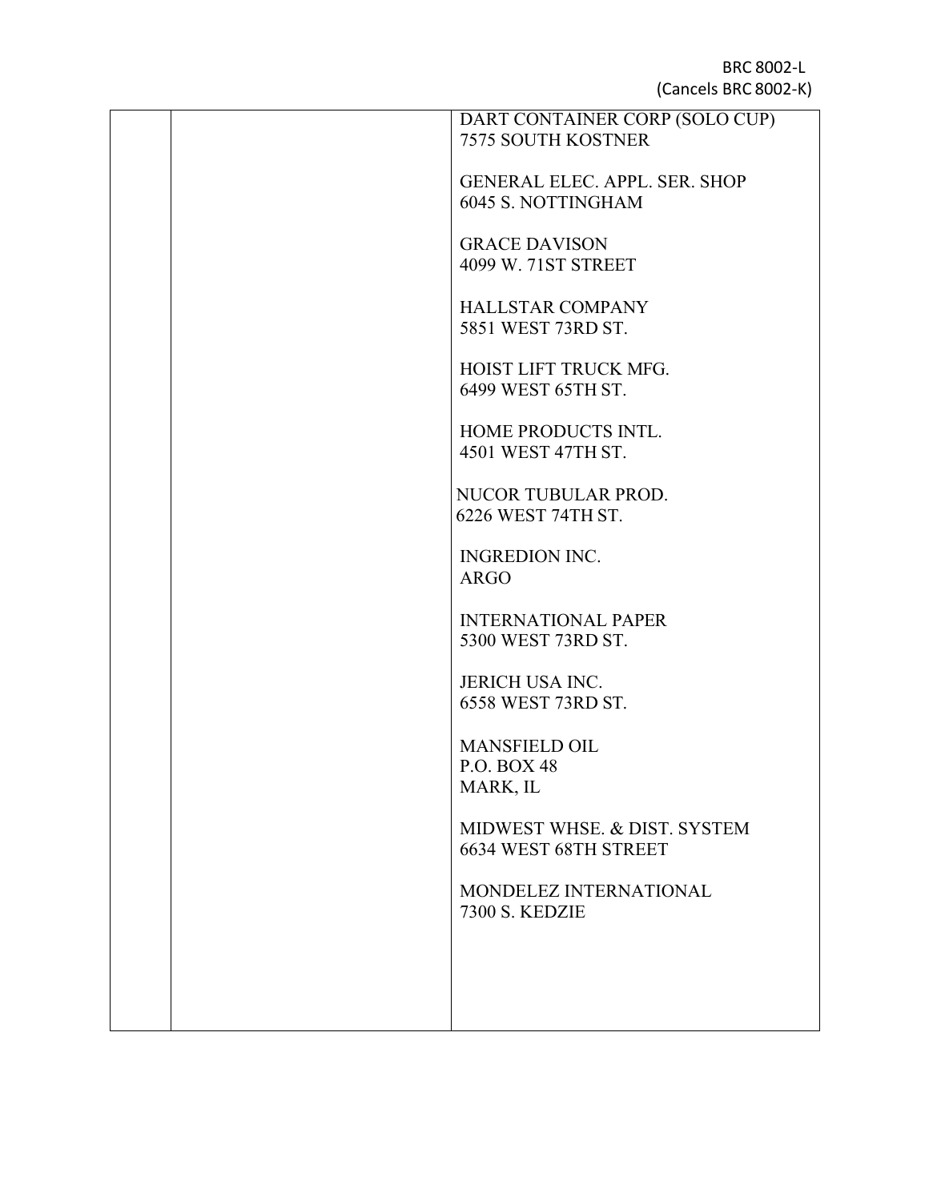BRC 8002-L
(Cancels BRC 8002-K)

| | | |
|---|---|---|
| | | DART CONTAINER CORP (SOLO CUP)<br>7575 SOUTH KOSTNER<br><br>GENERAL ELEC. APPL. SER. SHOP<br>6045 S. NOTTINGHAM<br><br>GRACE DAVISON<br>4099 W. 71ST STREET<br><br>HALLSTAR COMPANY<br>5851 WEST 73RD ST.<br><br>HOIST LIFT TRUCK MFG.<br>6499 WEST 65TH ST.<br><br>HOME PRODUCTS INTL.<br>4501 WEST 47TH ST.<br><br>NUCOR TUBULAR PROD.<br>6226 WEST 74TH ST.<br><br>INGREDION INC.<br>ARGO<br><br>INTERNATIONAL PAPER<br>5300 WEST 73RD ST.<br><br>JERICH USA INC.<br>6558 WEST 73RD ST.<br><br>MANSFIELD OIL<br>P.O. BOX 48<br>MARK, IL<br><br>MIDWEST WHSE. & DIST. SYSTEM<br>6634 WEST 68TH STREET<br><br>MONDELEZ INTERNATIONAL<br>7300 S. KEDZIE |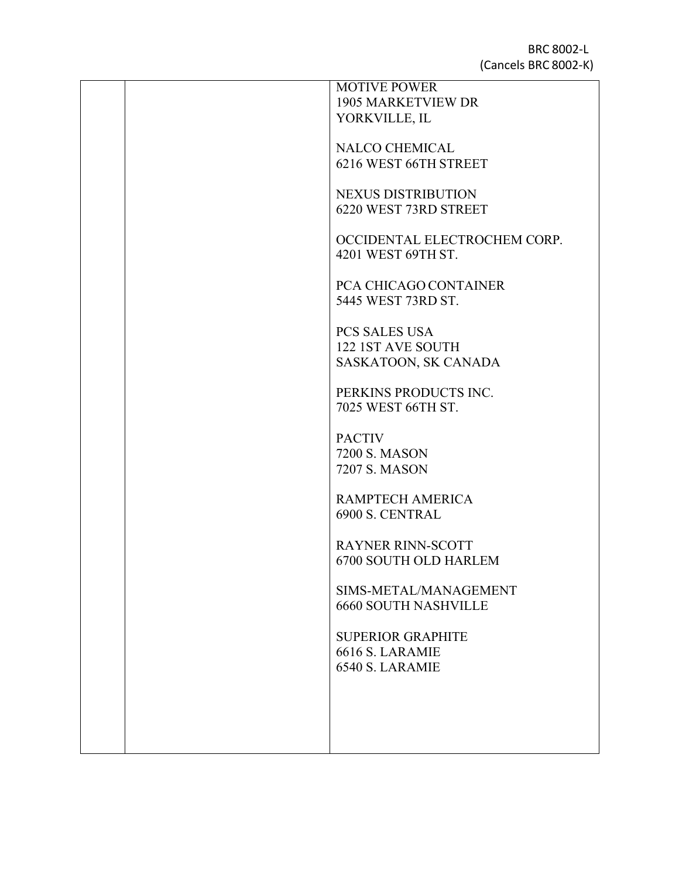| | | |
|---|---|---|
| | | MOTIVE POWER<br>1905 MARKETVIEW DR<br>YORKVILLE, IL<br><br>NALCO CHEMICAL<br>6216 WEST 66TH STREET<br><br>NEXUS DISTRIBUTION<br>6220 WEST 73RD STREET<br><br>OCCIDENTAL ELECTROCHEM CORP.<br>4201 WEST 69TH ST.<br><br>PCA CHICAGO CONTAINER<br>5445 WEST 73RD ST.<br><br>PCS SALES USA<br>122 1ST AVE SOUTH<br>SASKATOON, SK CANADA<br><br>PERKINS PRODUCTS INC.<br>7025 WEST 66TH ST.<br><br>PACTIV<br>7200 S. MASON<br>7207 S. MASON<br><br>RAMPTECH AMERICA<br>6900 S. CENTRAL<br><br>RAYNER RINN-SCOTT<br>6700 SOUTH OLD HARLEM<br><br>SIMS-METAL/MANAGEMENT<br>6660 SOUTH NASHVILLE<br><br>SUPERIOR GRAPHITE<br>6616 S. LARAMIE<br>6540 S. LARAMIE |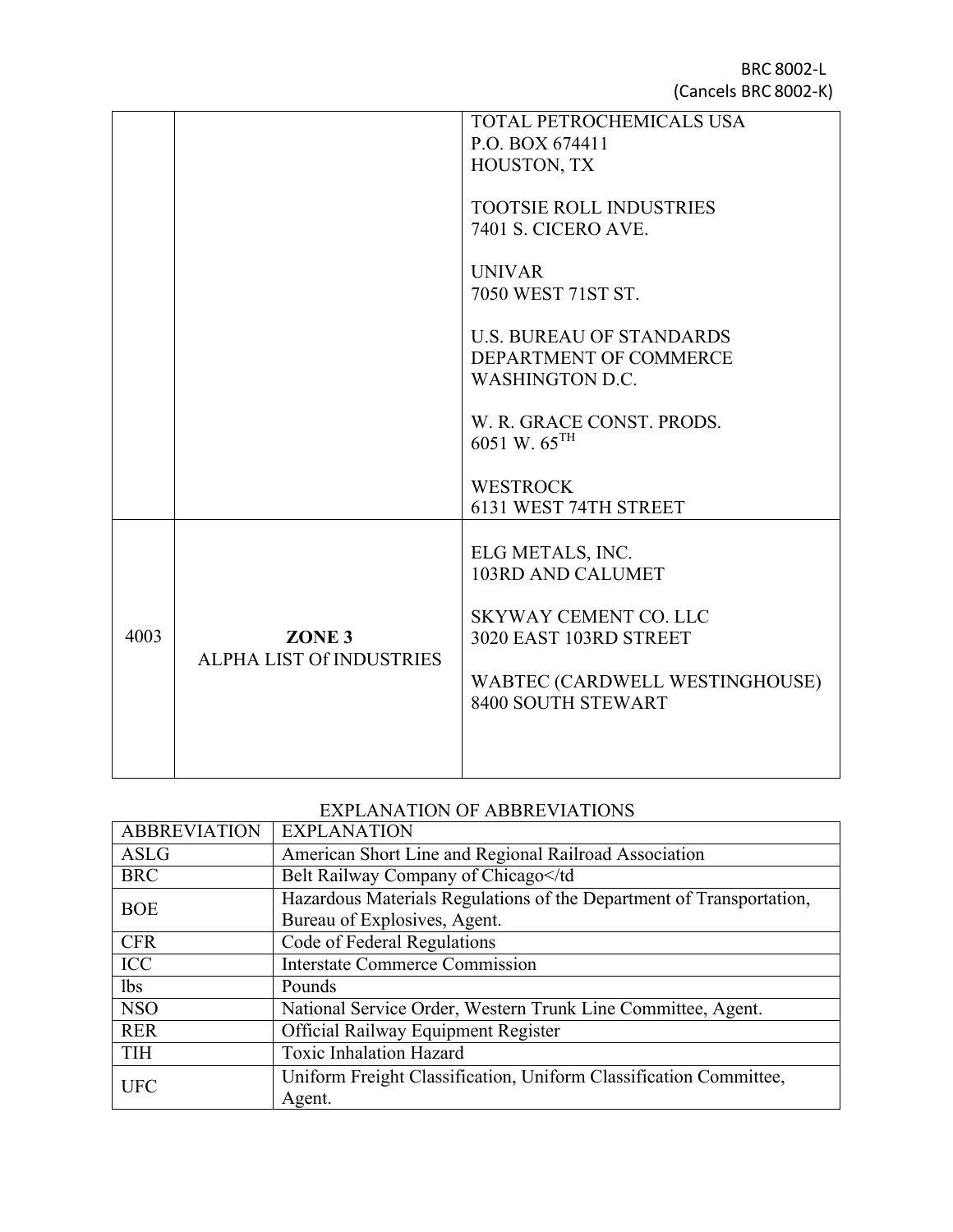| | | |
|---|---|---|
| | | TOTAL PETROCHEMICALS USA<br>P.O. BOX 674411<br>HOUSTON, TX<br><br>TOOTSIE ROLL INDUSTRIES<br>7401 S. CICERO AVE.<br><br>UNIVAR<br>7050 WEST 71ST ST.<br><br>U.S. BUREAU OF STANDARDS<br>DEPARTMENT OF COMMERCE<br>WASHINGTON D.C.<br><br>W. R. GRACE CONST. PRODS.<br>6051 W. 65TH<br><br>WESTROCK<br>6131 WEST 74TH STREET |
| 4003 | **ZONE 3**<br>ALPHA LIST Of INDUSTRIES | ELG METALS, INC.<br>103RD AND CALUMET<br><br>SKYWAY CEMENT CO. LLC<br>3020 EAST 103RD STREET<br><br>WABTEC (CARDWELL WESTINGHOUSE)<br>8400 SOUTH STEWART |

EXPLANATION OF ABBREVIATIONS

| ABBREVIATION | EXPLANATION |
|---|---|
| ASLG | American Short Line and Regional Railroad Association |
| BRC | Belt Railway Company of Chicago</td |
| BOE | Hazardous Materials Regulations of the Department of Transportation, Bureau of Explosives, Agent. |
| CFR | Code of Federal Regulations |
| ICC | Interstate Commerce Commission |
| lbs | Pounds |
| NSO | National Service Order, Western Trunk Line Committee, Agent. |
| RER | Official Railway Equipment Register |
| TIH | Toxic Inhalation Hazard |
| UFC | Uniform Freight Classification, Uniform Classification Committee, Agent. |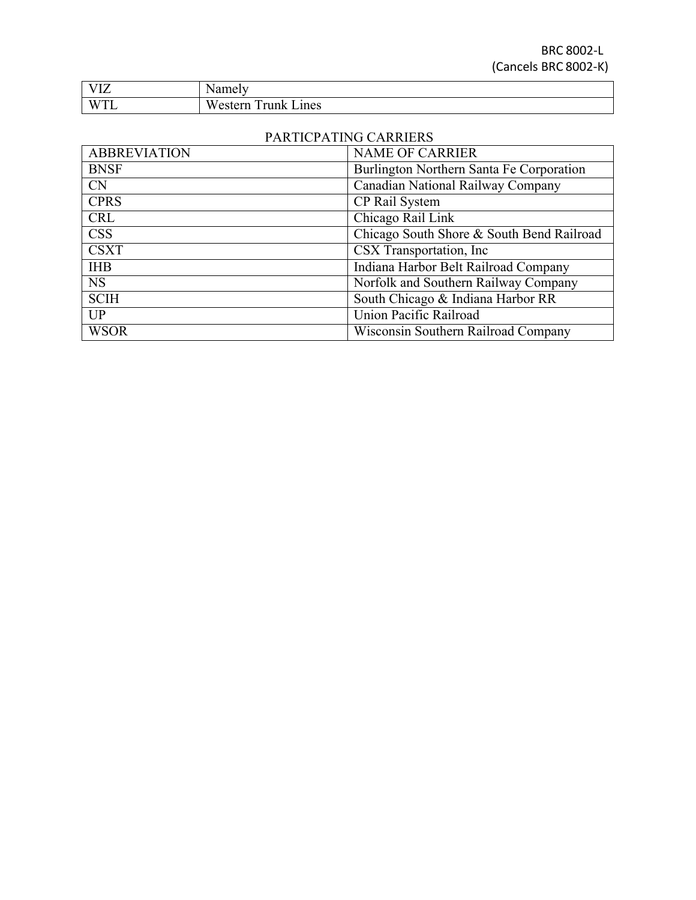BRC 8002-L
(Cancels BRC 8002-K)

| | |
|---|---|
| VIZ | Namely |
| WTL | Western Trunk Lines |

PARTICPATING CARRIERS

| ABBREVIATION | NAME OF CARRIER |
|---|---|
| BNSF | Burlington Northern Santa Fe Corporation |
| CN | Canadian National Railway Company |
| CPRS | CP Rail System |
| CRL | Chicago Rail Link |
| CSS | Chicago South Shore & South Bend Railroad |
| CSXT | CSX Transportation, Inc |
| IHB | Indiana Harbor Belt Railroad Company |
| NS | Norfolk and Southern Railway Company |
| SCIH | South Chicago & Indiana Harbor RR |
| UP | Union Pacific Railroad |
| WSOR | Wisconsin Southern Railroad Company |